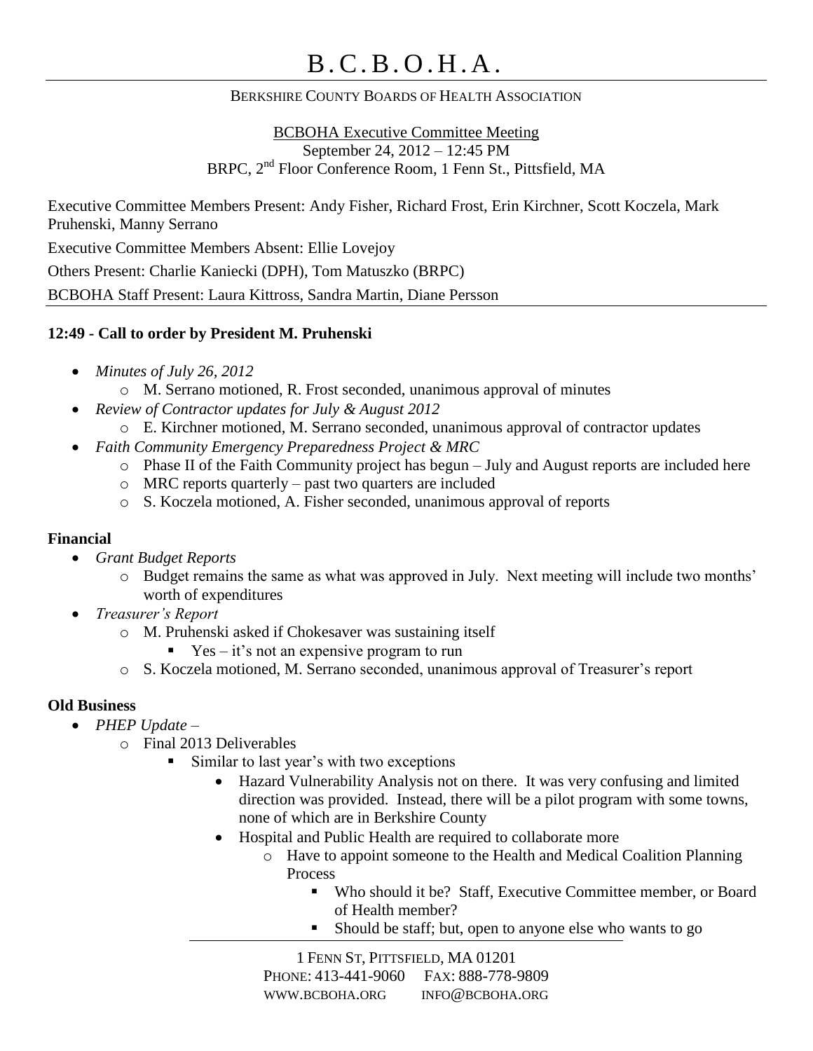# B.C.B.O.H.A.

BERKSHIRE COUNTY BOARDS OF HEALTH ASSOCIATION

BCBOHA Executive Committee Meeting
September 24, 2012 – 12:45 PM
BRPC, 2nd Floor Conference Room, 1 Fenn St., Pittsfield, MA

Executive Committee Members Present: Andy Fisher, Richard Frost, Erin Kirchner, Scott Koczela, Mark Pruhenski, Manny Serrano

Executive Committee Members Absent: Ellie Lovejoy

Others Present: Charlie Kaniecki (DPH), Tom Matuszko (BRPC)

BCBOHA Staff Present: Laura Kittross, Sandra Martin, Diane Persson

**12:49 - Call to order by President M. Pruhenski**

- *Minutes of July 26, 2012*
  - M. Serrano motioned, R. Frost seconded, unanimous approval of minutes
- *Review of Contractor updates for July & August 2012*
  - E. Kirchner motioned, M. Serrano seconded, unanimous approval of contractor updates
- *Faith Community Emergency Preparedness Project & MRC*
  - Phase II of the Faith Community project has begun – July and August reports are included here
  - MRC reports quarterly – past two quarters are included
  - S. Koczela motioned, A. Fisher seconded, unanimous approval of reports

**Financial**

- *Grant Budget Reports*
  - Budget remains the same as what was approved in July. Next meeting will include two months' worth of expenditures
- *Treasurer's Report*
  - M. Pruhenski asked if Chokesaver was sustaining itself
    - Yes – it's not an expensive program to run
  - S. Koczela motioned, M. Serrano seconded, unanimous approval of Treasurer's report

**Old Business**

- *PHEP Update* –
  - Final 2013 Deliverables
    - Similar to last year's with two exceptions
      - Hazard Vulnerability Analysis not on there. It was very confusing and limited direction was provided. Instead, there will be a pilot program with some towns, none of which are in Berkshire County
      - Hospital and Public Health are required to collaborate more
        - Have to appoint someone to the Health and Medical Coalition Planning Process
          - Who should it be? Staff, Executive Committee member, or Board of Health member?
          - Should be staff; but, open to anyone else who wants to go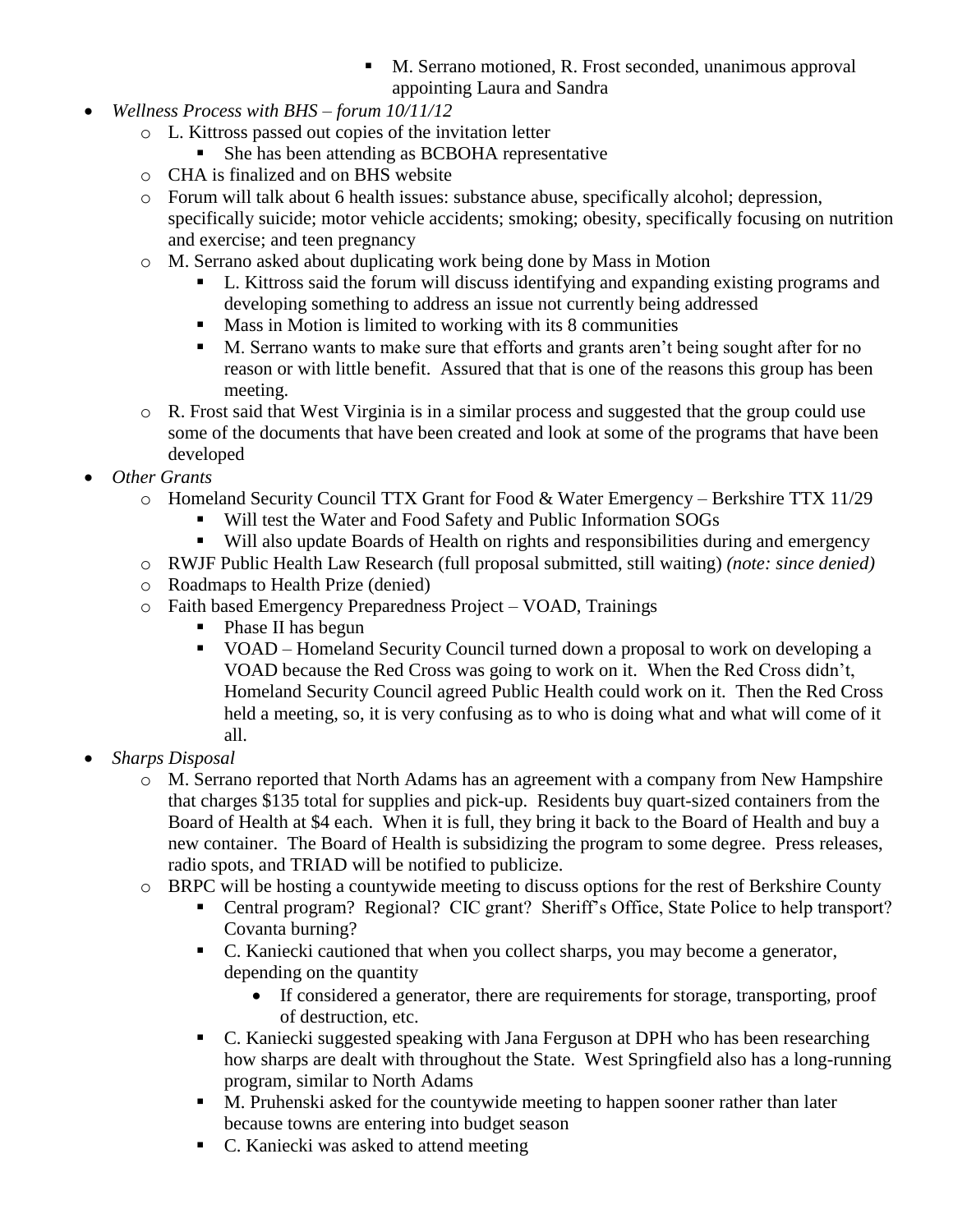- M. Serrano motioned, R. Frost seconded, unanimous approval appointing Laura and Sandra

- *Wellness Process with BHS – forum 10/11/12*
  - L. Kittross passed out copies of the invitation letter
    - She has been attending as BCBOHA representative
  - CHA is finalized and on BHS website
  - Forum will talk about 6 health issues: substance abuse, specifically alcohol; depression, specifically suicide; motor vehicle accidents; smoking; obesity, specifically focusing on nutrition and exercise; and teen pregnancy
  - M. Serrano asked about duplicating work being done by Mass in Motion
    - L. Kittross said the forum will discuss identifying and expanding existing programs and developing something to address an issue not currently being addressed
    - Mass in Motion is limited to working with its 8 communities
    - M. Serrano wants to make sure that efforts and grants aren't being sought after for no reason or with little benefit. Assured that that is one of the reasons this group has been meeting.
  - R. Frost said that West Virginia is in a similar process and suggested that the group could use some of the documents that have been created and look at some of the programs that have been developed
- *Other Grants*
  - Homeland Security Council TTX Grant for Food & Water Emergency – Berkshire TTX 11/29
    - Will test the Water and Food Safety and Public Information SOGs
    - Will also update Boards of Health on rights and responsibilities during and emergency
  - RWJF Public Health Law Research (full proposal submitted, still waiting) *(note: since denied)*
  - Roadmaps to Health Prize (denied)
  - Faith based Emergency Preparedness Project – VOAD, Trainings
    - Phase II has begun
    - VOAD – Homeland Security Council turned down a proposal to work on developing a VOAD because the Red Cross was going to work on it. When the Red Cross didn't, Homeland Security Council agreed Public Health could work on it. Then the Red Cross held a meeting, so, it is very confusing as to who is doing what and what will come of it all.
- *Sharps Disposal*
  - M. Serrano reported that North Adams has an agreement with a company from New Hampshire that charges $135 total for supplies and pick-up. Residents buy quart-sized containers from the Board of Health at $4 each. When it is full, they bring it back to the Board of Health and buy a new container. The Board of Health is subsidizing the program to some degree. Press releases, radio spots, and TRIAD will be notified to publicize.
  - BRPC will be hosting a countywide meeting to discuss options for the rest of Berkshire County
    - Central program? Regional? CIC grant? Sheriff's Office, State Police to help transport? Covanta burning?
    - C. Kaniecki cautioned that when you collect sharps, you may become a generator, depending on the quantity
      - If considered a generator, there are requirements for storage, transporting, proof of destruction, etc.
    - C. Kaniecki suggested speaking with Jana Ferguson at DPH who has been researching how sharps are dealt with throughout the State. West Springfield also has a long-running program, similar to North Adams
    - M. Pruhenski asked for the countywide meeting to happen sooner rather than later because towns are entering into budget season
    - C. Kaniecki was asked to attend meeting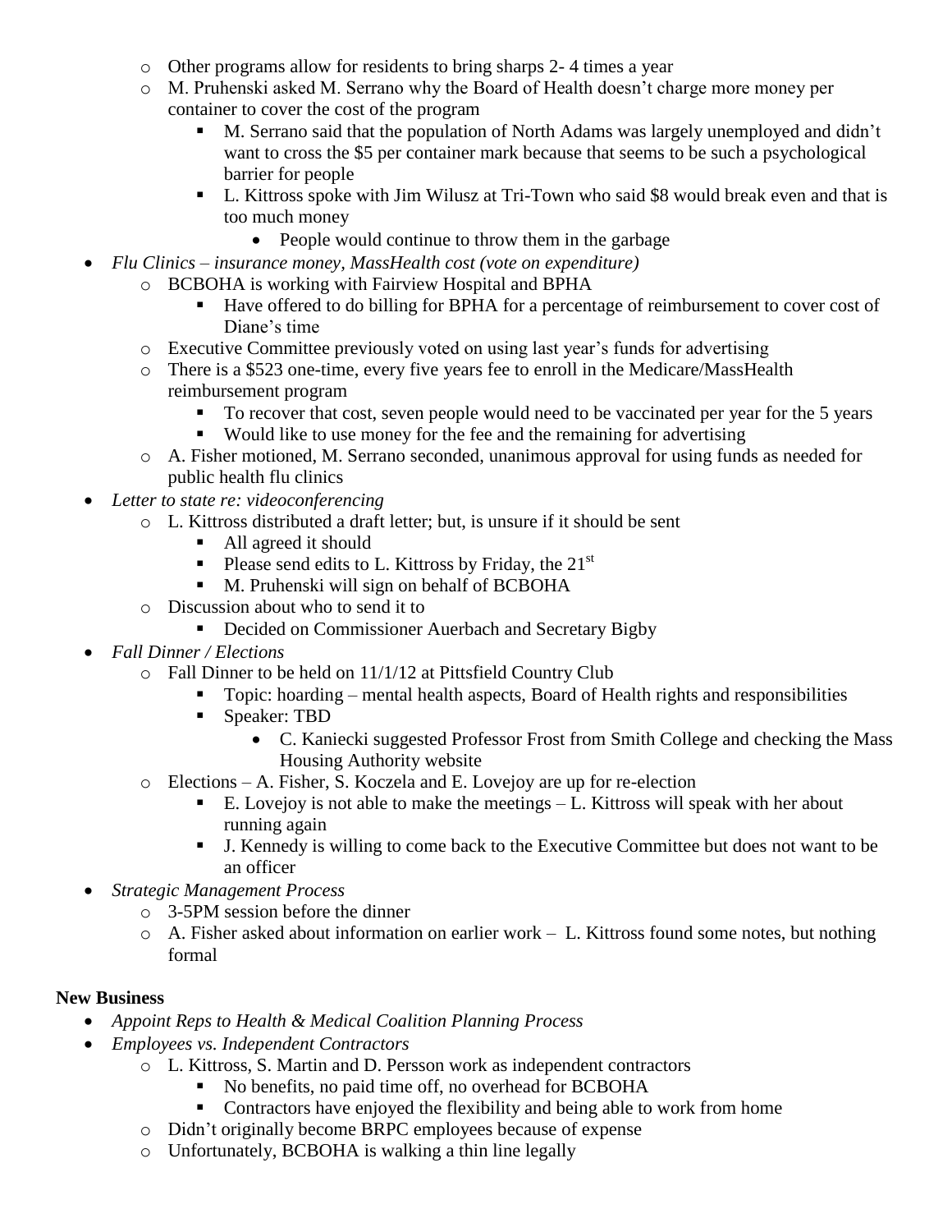- Other programs allow for residents to bring sharps 2- 4 times a year
  - M. Pruhenski asked M. Serrano why the Board of Health doesn't charge more money per container to cover the cost of the program
    - M. Serrano said that the population of North Adams was largely unemployed and didn't want to cross the $5 per container mark because that seems to be such a psychological barrier for people
    - L. Kittross spoke with Jim Wilusz at Tri-Town who said $8 would break even and that is too much money
      - People would continue to throw them in the garbage
- *Flu Clinics – insurance money, MassHealth cost (vote on expenditure)*
  - BCBOHA is working with Fairview Hospital and BPHA
    - Have offered to do billing for BPHA for a percentage of reimbursement to cover cost of Diane's time
  - Executive Committee previously voted on using last year's funds for advertising
  - There is a $523 one-time, every five years fee to enroll in the Medicare/MassHealth reimbursement program
    - To recover that cost, seven people would need to be vaccinated per year for the 5 years
    - Would like to use money for the fee and the remaining for advertising
  - A. Fisher motioned, M. Serrano seconded, unanimous approval for using funds as needed for public health flu clinics
- *Letter to state re: videoconferencing*
  - L. Kittross distributed a draft letter; but, is unsure if it should be sent
    - All agreed it should
    - Please send edits to L. Kittross by Friday, the 21st
    - M. Pruhenski will sign on behalf of BCBOHA
  - Discussion about who to send it to
    - Decided on Commissioner Auerbach and Secretary Bigby
- *Fall Dinner / Elections*
  - Fall Dinner to be held on 11/1/12 at Pittsfield Country Club
    - Topic: hoarding – mental health aspects, Board of Health rights and responsibilities
    - Speaker: TBD
      - C. Kaniecki suggested Professor Frost from Smith College and checking the Mass Housing Authority website
  - Elections – A. Fisher, S. Koczela and E. Lovejoy are up for re-election
    - E. Lovejoy is not able to make the meetings – L. Kittross will speak with her about running again
    - J. Kennedy is willing to come back to the Executive Committee but does not want to be an officer
- *Strategic Management Process*
  - 3-5PM session before the dinner
  - A. Fisher asked about information on earlier work – L. Kittross found some notes, but nothing formal

**New Business**

- *Appoint Reps to Health & Medical Coalition Planning Process*
- *Employees vs. Independent Contractors*
  - L. Kittross, S. Martin and D. Persson work as independent contractors
    - No benefits, no paid time off, no overhead for BCBOHA
    - Contractors have enjoyed the flexibility and being able to work from home
  - Didn't originally become BRPC employees because of expense
  - Unfortunately, BCBOHA is walking a thin line legally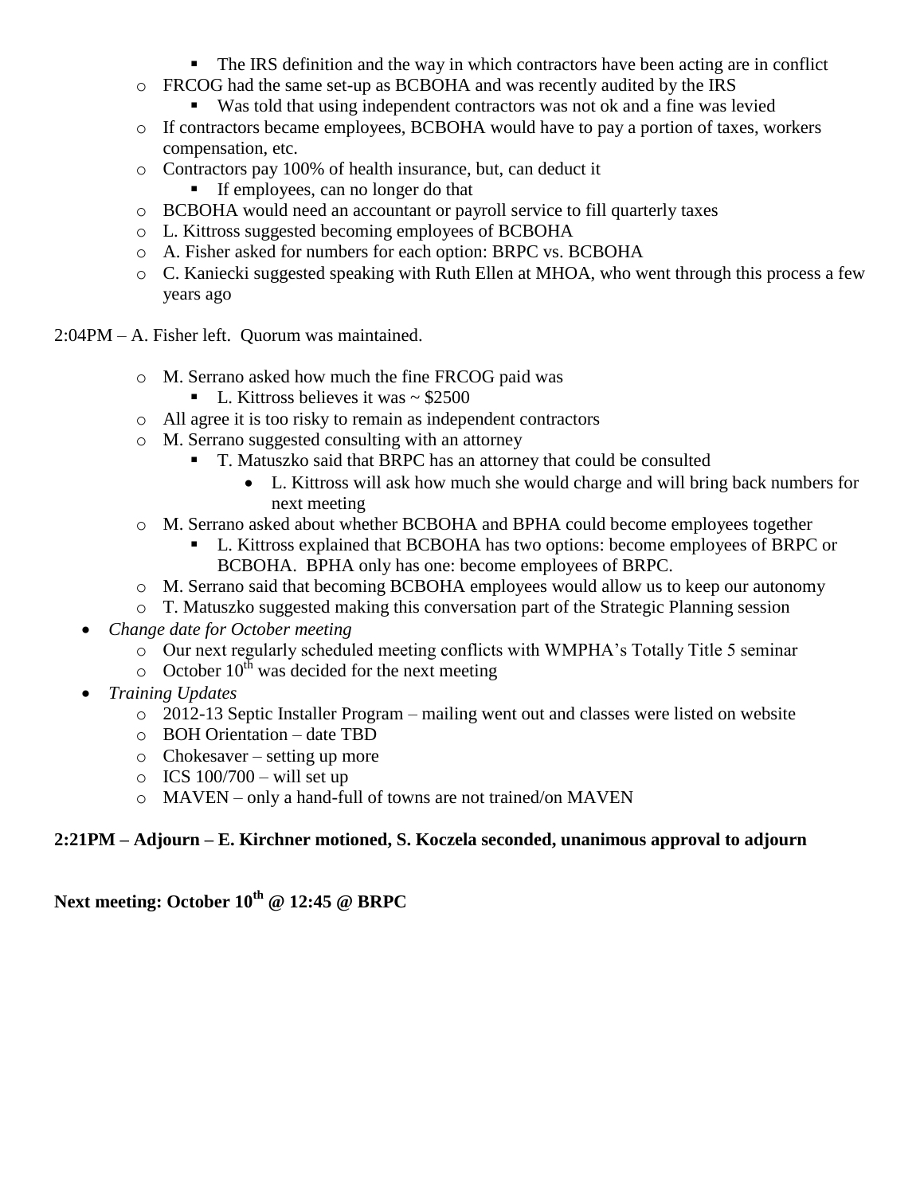- The IRS definition and the way in which contractors have been acting are in conflict
    - FRCOG had the same set-up as BCBOHA and was recently audited by the IRS
        - Was told that using independent contractors was not ok and a fine was levied
    - If contractors became employees, BCBOHA would have to pay a portion of taxes, workers compensation, etc.
    - Contractors pay 100% of health insurance, but, can deduct it
        - If employees, can no longer do that
    - BCBOHA would need an accountant or payroll service to fill quarterly taxes
    - L. Kittross suggested becoming employees of BCBOHA
    - A. Fisher asked for numbers for each option: BRPC vs. BCBOHA
    - C. Kaniecki suggested speaking with Ruth Ellen at MHOA, who went through this process a few years ago

2:04PM – A. Fisher left. Quorum was maintained.

    - M. Serrano asked how much the fine FRCOG paid was
        - L. Kittross believes it was ~ $2500
    - All agree it is too risky to remain as independent contractors
    - M. Serrano suggested consulting with an attorney
        - T. Matuszko said that BRPC has an attorney that could be consulted
            - L. Kittross will ask how much she would charge and will bring back numbers for next meeting
    - M. Serrano asked about whether BCBOHA and BPHA could become employees together
        - L. Kittross explained that BCBOHA has two options: become employees of BRPC or BCBOHA. BPHA only has one: become employees of BRPC.
    - M. Serrano said that becoming BCBOHA employees would allow us to keep our autonomy
    - T. Matuszko suggested making this conversation part of the Strategic Planning session
- *Change date for October meeting*
    - Our next regularly scheduled meeting conflicts with WMPHA's Totally Title 5 seminar
    - October 10th was decided for the next meeting
- *Training Updates*
    - 2012-13 Septic Installer Program – mailing went out and classes were listed on website
    - BOH Orientation – date TBD
    - Chokesaver – setting up more
    - ICS 100/700 – will set up
    - MAVEN – only a hand-full of towns are not trained/on MAVEN

**2:21PM – Adjourn – E. Kirchner motioned, S. Koczela seconded, unanimous approval to adjourn**

**Next meeting: October 10th @ 12:45 @ BRPC**